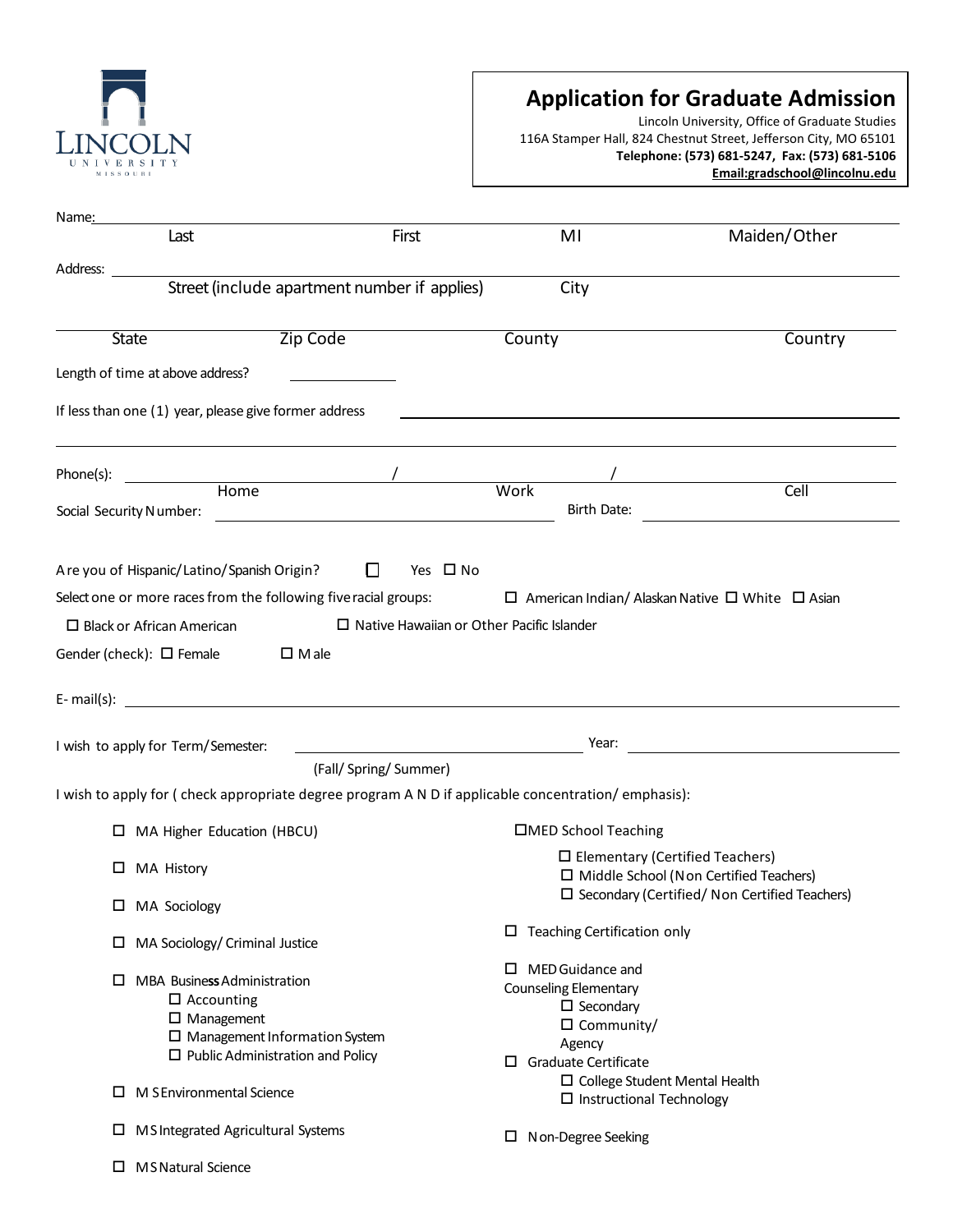LINCOLN UNIVERSITY MISSOURI

# Application for Graduate Admission

Lincoln University, Office of Graduate Studies
116A Stamper Hall, 824 Chestnut Street, Jefferson City, MO 65101
**Telephone: (573) 681-5247, Fax: (573) 681-5106**
**Email:gradschool@lincolnu.edu**

Name: ____________________________________________
Last First MI Maiden/Other

Address: ____________________________________________
Street (include apartment number if applies) City

____________________________________________
State Zip Code County Country

Length of time at above address? ____________

If less than one (1) year, please give former address ____________________________________________

____________________________________________

Phone(s): ______________ / ______________ / ______________
Home Work Cell

Social Security Number: ______________ Birth Date: ______________

Are you of Hispanic/Latino/Spanish Origin? ☐ Yes ☐ No

Select one or more races from the following five racial groups: ☐ American Indian/ Alaskan Native ☐ White ☐ Asian

☐ Black or African American ☐ Native Hawaiian or Other Pacific Islander

Gender (check): ☐ Female ☐ Male

E-mail(s): ____________________________________________

I wish to apply for Term/Semester: ______________ (Fall/ Spring/ Summer) Year: ______________

I wish to apply for ( check appropriate degree program A N D if applicable concentration/ emphasis):

- ☐ MA Higher Education (HBCU)
- ☐ MA History
- ☐ MA Sociology
- ☐ MA Sociology/ Criminal Justice
- ☐ MBA Business Administration
  - ☐ Accounting
  - ☐ Management
  - ☐ Management Information System
  - ☐ Public Administration and Policy
- ☐ M S Environmental Science
- ☐ MS Integrated Agricultural Systems
- ☐ MS Natural Science
- ☐ MED School Teaching
  - ☐ Elementary (Certified Teachers)
  - ☐ Middle School (Non Certified Teachers)
  - ☐ Secondary (Certified/ Non Certified Teachers)
- ☐ Teaching Certification only
- ☐ MED Guidance and Counseling Elementary
  - ☐ Secondary
  - ☐ Community/ Agency
- ☐ Graduate Certificate
  - ☐ College Student Mental Health
  - ☐ Instructional Technology
- ☐ Non-Degree Seeking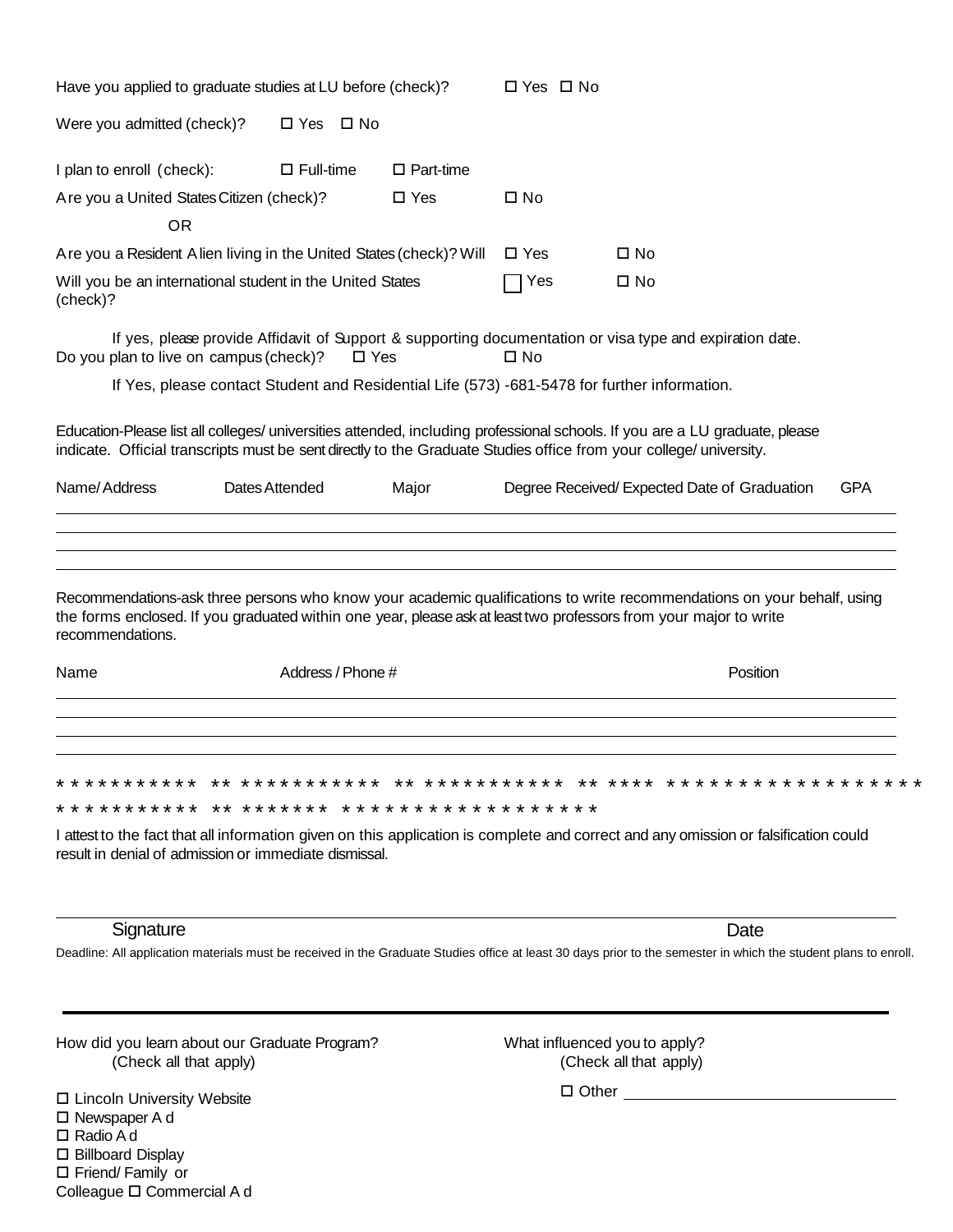Have you applied to graduate studies at LU before (check)? ☐ Yes ☐ No

Were you admitted (check)? ☐ Yes ☐ No

I plan to enroll (check): ☐ Full-time ☐ Part-time

Are you a United States Citizen (check)? ☐ Yes ☐ No

OR

Are you a Resident Alien living in the United States (check)? Will ☐ Yes ☐ No

Will you be an international student in the United States (check)? ☐ Yes ☐ No

If yes, please provide Affidavit of Support & supporting documentation or visa type and expiration date.

Do you plan to live on campus (check)? ☐ Yes ☐ No

If Yes, please contact Student and Residential Life (573) -681-5478 for further information.

Education-Please list all colleges/ universities attended, including professional schools. If you are a LU graduate, please indicate. Official transcripts must be sent directly to the Graduate Studies office from your college/ university.

| Name/ Address | Dates Attended | Major | Degree Received/ Expected Date of Graduation | GPA |
|---|---|---|---|---|
| | | | | |
| | | | | |
| | | | | |
| | | | | |

Recommendations-ask three persons who know your academic qualifications to write recommendations on your behalf, using the forms enclosed. If you graduated within one year, please ask at least two professors from your major to write recommendations.

| Name | Address / Phone # | Position |
|---|---|---|
| | | |
| | | |
| | | |
| | | |

* * * * * * * * * * * ** * * * * * * * * * * * ** * * * * * * * * * * * ** * * * * * * * * * * * * * * * * * * * * *
* * * * * * * * * * * ** * * * * * * * * * * * * * * * * * * * * * * * *

I attest to the fact that all information given on this application is complete and correct and any omission or falsification could result in denial of admission or immediate dismissal.

Signature Date

Deadline: All application materials must be received in the Graduate Studies office at least 30 days prior to the semester in which the student plans to enroll.

---

How did you learn about our Graduate Program?
(Check all that apply)

☐ Lincoln University Website
☐ Newspaper Ad
☐ Radio Ad
☐ Billboard Display
☐ Friend/ Family or Colleague ☐ Commercial Ad

What influenced you to apply?
(Check all that apply)

☐ Other ______________________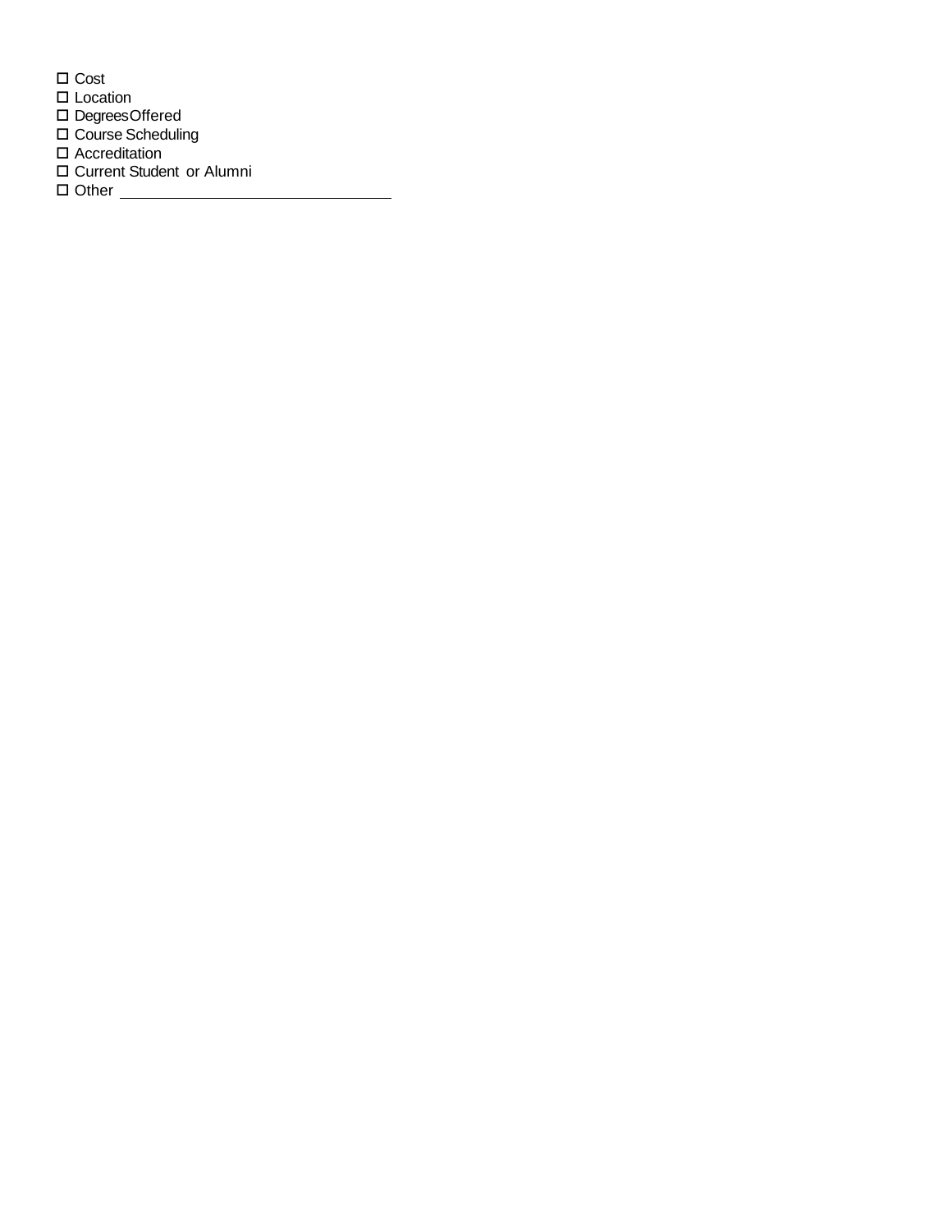- ☐ Cost
- ☐ Location
- ☐ Degrees Offered
- ☐ Course Scheduling
- ☐ Accreditation
- ☐ Current Student or Alumni
- ☐ Other ______________________________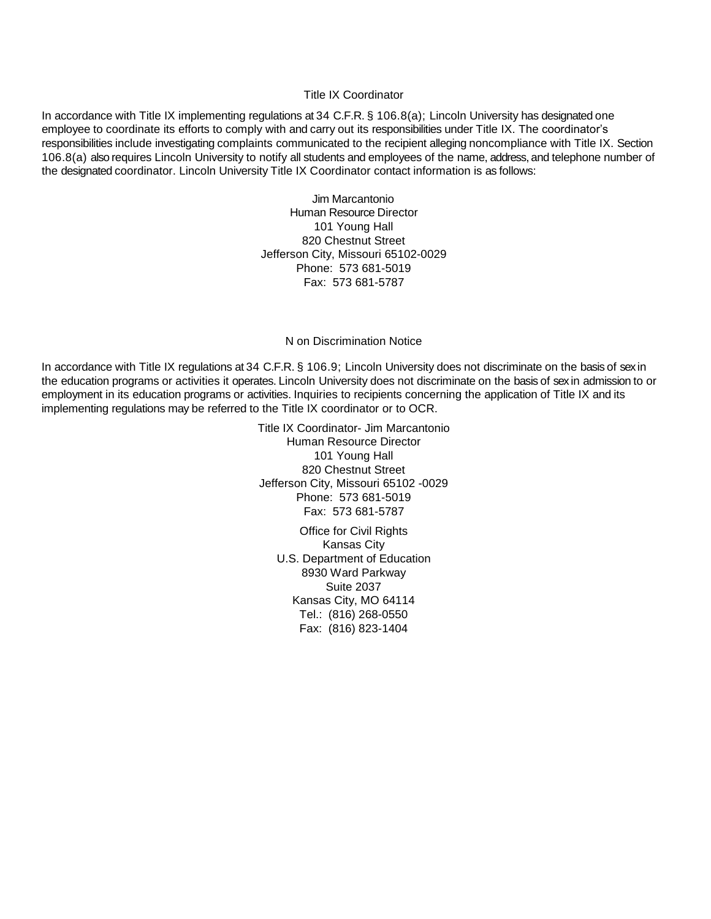## Title IX Coordinator

In accordance with Title IX implementing regulations at 34 C.F.R. § 106.8(a); Lincoln University has designated one employee to coordinate its efforts to comply with and carry out its responsibilities under Title IX. The coordinator's responsibilities include investigating complaints communicated to the recipient alleging noncompliance with Title IX. Section 106.8(a) also requires Lincoln University to notify all students and employees of the name, address, and telephone number of the designated coordinator. Lincoln University Title IX Coordinator contact information is as follows:

Jim Marcantonio  
Human Resource Director  
101 Young Hall  
820 Chestnut Street  
Jefferson City, Missouri 65102-0029  
Phone: 573 681-5019  
Fax: 573 681-5787

## N on Discrimination Notice

In accordance with Title IX regulations at 34 C.F.R. § 106.9; Lincoln University does not discriminate on the basis of sex in the education programs or activities it operates. Lincoln University does not discriminate on the basis of sex in admission to or employment in its education programs or activities. Inquiries to recipients concerning the application of Title IX and its implementing regulations may be referred to the Title IX coordinator or to OCR.

Title IX Coordinator- Jim Marcantonio  
Human Resource Director  
101 Young Hall  
820 Chestnut Street  
Jefferson City, Missouri 65102 -0029  
Phone: 573 681-5019  
Fax: 573 681-5787

Office for Civil Rights  
Kansas City  
U.S. Department of Education  
8930 Ward Parkway  
Suite 2037  
Kansas City, MO 64114  
Tel.: (816) 268-0550  
Fax: (816) 823-1404